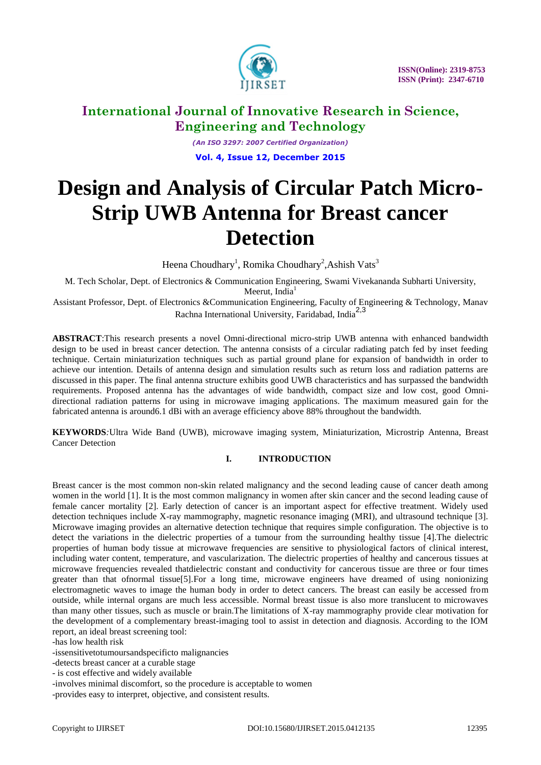# International Journal of Innovative Research in Science, Engineering and Technology

*(An ISO 3297: 2007 Certified Organization)*

**Vol. 4, Issue 12, December 2015**

# Design and Analysis of Circular Patch Micro-Strip UWB Antenna for Breast cancer Detection

Heena Choudhary[1], Romika Choudhary[2],Ashish Vats[3]

M. Tech Scholar, Dept. of Electronics & Communication Engineering, Swami Vivekananda Subharti University, Meerut, India[1]

Assistant Professor, Dept. of Electronics &Communication Engineering, Faculty of Engineering & Technology, Manav Rachna International University, Faridabad, India[2,3]

**ABSTRACT**:This research presents a novel Omni-directional micro-strip UWB antenna with enhanced bandwidth design to be used in breast cancer detection. The antenna consists of a circular radiating patch fed by inset feeding technique. Certain miniaturization techniques such as partial ground plane for expansion of bandwidth in order to achieve our intention. Details of antenna design and simulation results such as return loss and radiation patterns are discussed in this paper. The final antenna structure exhibits good UWB characteristics and has surpassed the bandwidth requirements. Proposed antenna has the advantages of wide bandwidth, compact size and low cost, good Omni-directional radiation patterns for using in microwave imaging applications. The maximum measured gain for the fabricated antenna is around6.1 dBi with an average efficiency above 88% throughout the bandwidth.

**KEYWORDS***:*Ultra Wide Band (UWB), microwave imaging system, Miniaturization, Microstrip Antenna, Breast Cancer Detection

## I. INTRODUCTION

Breast cancer is the most common non-skin related malignancy and the second leading cause of cancer death among women in the world [1]. It is the most common malignancy in women after skin cancer and the second leading cause of female cancer mortality [2]. Early detection of cancer is an important aspect for effective treatment. Widely used detection techniques include X-ray mammography, magnetic resonance imaging (MRI), and ultrasound technique [3]. Microwave imaging provides an alternative detection technique that requires simple configuration. The objective is to detect the variations in the dielectric properties of a tumour from the surrounding healthy tissue [4].The dielectric properties of human body tissue at microwave frequencies are sensitive to physiological factors of clinical interest, including water content, temperature, and vascularization. The dielectric properties of healthy and cancerous tissues at microwave frequencies revealed thatdielectric constant and conductivity for cancerous tissue are three or four times greater than that ofnormal tissue[5].For a long time, microwave engineers have dreamed of using nonionizing electromagnetic waves to image the human body in order to detect cancers. The breast can easily be accessed from outside, while internal organs are much less accessible. Normal breast tissue is also more translucent to microwaves than many other tissues, such as muscle or brain.The limitations of X-ray mammography provide clear motivation for the development of a complementary breast-imaging tool to assist in detection and diagnosis. According to the IOM report, an ideal breast screening tool:

-has low health risk

-issensitivetotumoursandspecificto malignancies

-detects breast cancer at a curable stage

- is cost effective and widely available

-involves minimal discomfort, so the procedure is acceptable to women

-provides easy to interpret, objective, and consistent results.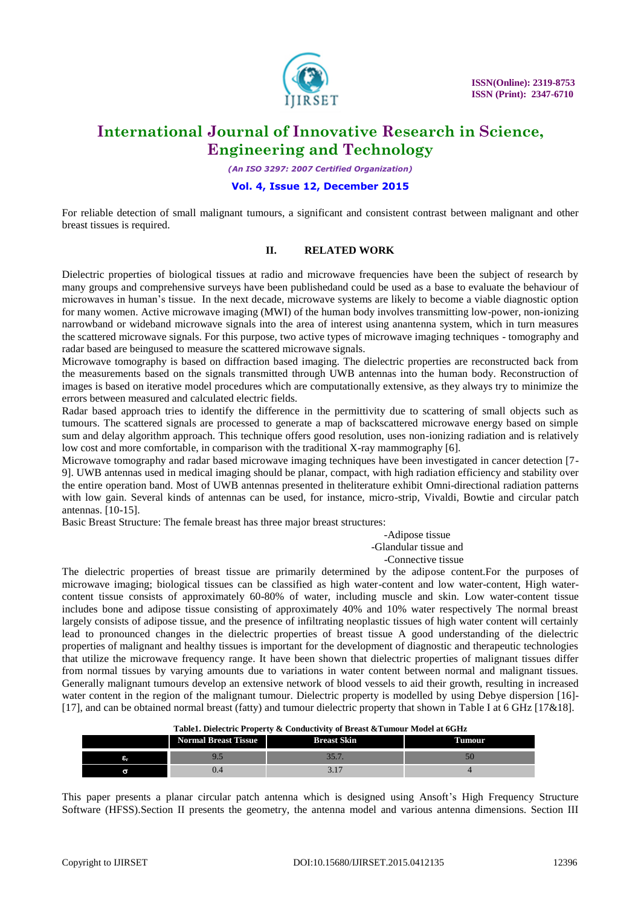For reliable detection of small malignant tumours, a significant and consistent contrast between malignant and other breast tissues is required.

## II. RELATED WORK

Dielectric properties of biological tissues at radio and microwave frequencies have been the subject of research by many groups and comprehensive surveys have been publishedand could be used as a base to evaluate the behaviour of microwaves in human's tissue. In the next decade, microwave systems are likely to become a viable diagnostic option for many women. Active microwave imaging (MWI) of the human body involves transmitting low-power, non-ionizing narrowband or wideband microwave signals into the area of interest using anantenna system, which in turn measures the scattered microwave signals. For this purpose, two active types of microwave imaging techniques - tomography and radar based are beingused to measure the scattered microwave signals.

Microwave tomography is based on diffraction based imaging. The dielectric properties are reconstructed back from the measurements based on the signals transmitted through UWB antennas into the human body. Reconstruction of images is based on iterative model procedures which are computationally extensive, as they always try to minimize the errors between measured and calculated electric fields.

Radar based approach tries to identify the difference in the permittivity due to scattering of small objects such as tumours. The scattered signals are processed to generate a map of backscattered microwave energy based on simple sum and delay algorithm approach. This technique offers good resolution, uses non-ionizing radiation and is relatively low cost and more comfortable, in comparison with the traditional X-ray mammography [6].

Microwave tomography and radar based microwave imaging techniques have been investigated in cancer detection [7-9]. UWB antennas used in medical imaging should be planar, compact, with high radiation efficiency and stability over the entire operation band. Most of UWB antennas presented in theliterature exhibit Omni-directional radiation patterns with low gain. Several kinds of antennas can be used, for instance, micro-strip, Vivaldi, Bowtie and circular patch antennas. [10-15].

Basic Breast Structure: The female breast has three major breast structures:

-Adipose tissue
-Glandular tissue and
-Connective tissue

The dielectric properties of breast tissue are primarily determined by the adipose content.For the purposes of microwave imaging; biological tissues can be classified as high water-content and low water-content, High water-content tissue consists of approximately 60-80% of water, including muscle and skin. Low water-content tissue includes bone and adipose tissue consisting of approximately 40% and 10% water respectively The normal breast largely consists of adipose tissue, and the presence of infiltrating neoplastic tissues of high water content will certainly lead to pronounced changes in the dielectric properties of breast tissue A good understanding of the dielectric properties of malignant and healthy tissues is important for the development of diagnostic and therapeutic technologies that utilize the microwave frequency range. It have been shown that dielectric properties of malignant tissues differ from normal tissues by varying amounts due to variations in water content between normal and malignant tissues. Generally malignant tumours develop an extensive network of blood vessels to aid their growth, resulting in increased water content in the region of the malignant tumour. Dielectric property is modelled by using Debye dispersion [16]-[17], and can be obtained normal breast (fatty) and tumour dielectric property that shown in Table I at 6 GHz [17&18].

**Table1. Dielectric Property & Conductivity of Breast &Tumour Model at 6GHz**

| | Normal Breast Tissue | Breast Skin | Tumour |
|---|---|---|---|
| $\varepsilon_r$ | 9.5 | 35.7. | 50 |
| $\sigma$ | 0.4 | 3.17 | 4 |

This paper presents a planar circular patch antenna which is designed using Ansoft's High Frequency Structure Software (HFSS).Section II presents the geometry, the antenna model and various antenna dimensions. Section III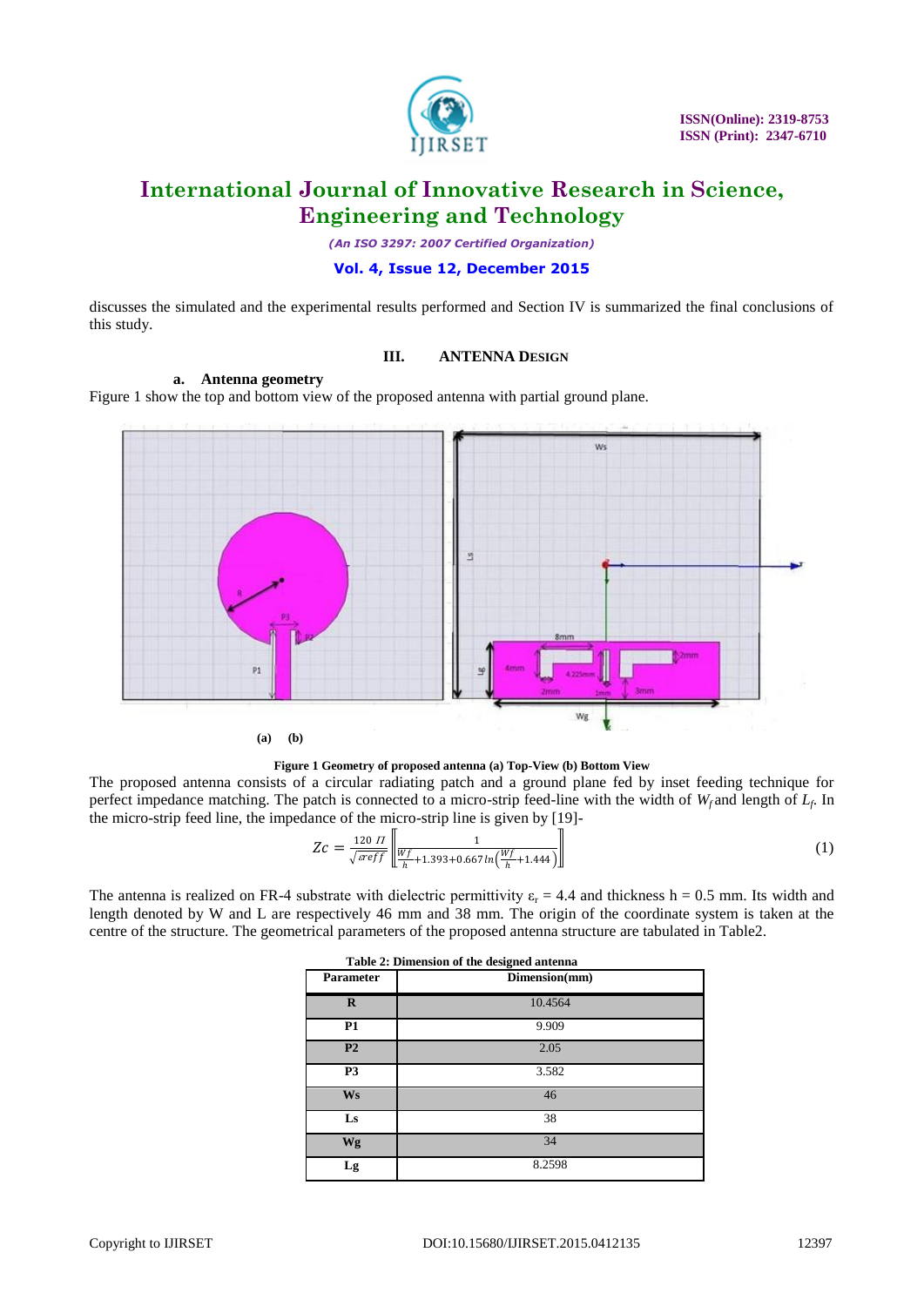discusses the simulated and the experimental results performed and Section IV is summarized the final conclusions of this study.

## III. ANTENNA DESIGN

### a. Antenna geometry

Figure 1 show the top and bottom view of the proposed antenna with partial ground plane.

(a) (b)

**Figure 1 Geometry of proposed antenna (a) Top-View (b) Bottom View**

The proposed antenna consists of a circular radiating patch and a ground plane fed by inset feeding technique for perfect impedance matching. The patch is connected to a micro-strip feed-line with the width of $W_f$ and length of $L_f$. In the micro-strip feed line, the impedance of the micro-strip line is given by [19]-

$$Zc = \frac{120\,\Pi}{\sqrt{\varepsilon reff}}\left[\frac{1}{\frac{Wf}{h}+1.393+0.667\ln\left(\frac{Wf}{h}+1.444\right)}\right] \quad (1)$$

The antenna is realized on FR-4 substrate with dielectric permittivity $\varepsilon_r = 4.4$ and thickness h = 0.5 mm. Its width and length denoted by W and L are respectively 46 mm and 38 mm. The origin of the coordinate system is taken at the centre of the structure. The geometrical parameters of the proposed antenna structure are tabulated in Table2.

**Table 2: Dimension of the designed antenna**

| Parameter | Dimension(mm) |
|---|---|
| R | 10.4564 |
| P1 | 9.909 |
| P2 | 2.05 |
| P3 | 3.582 |
| Ws | 46 |
| Ls | 38 |
| Wg | 34 |
| Lg | 8.2598 |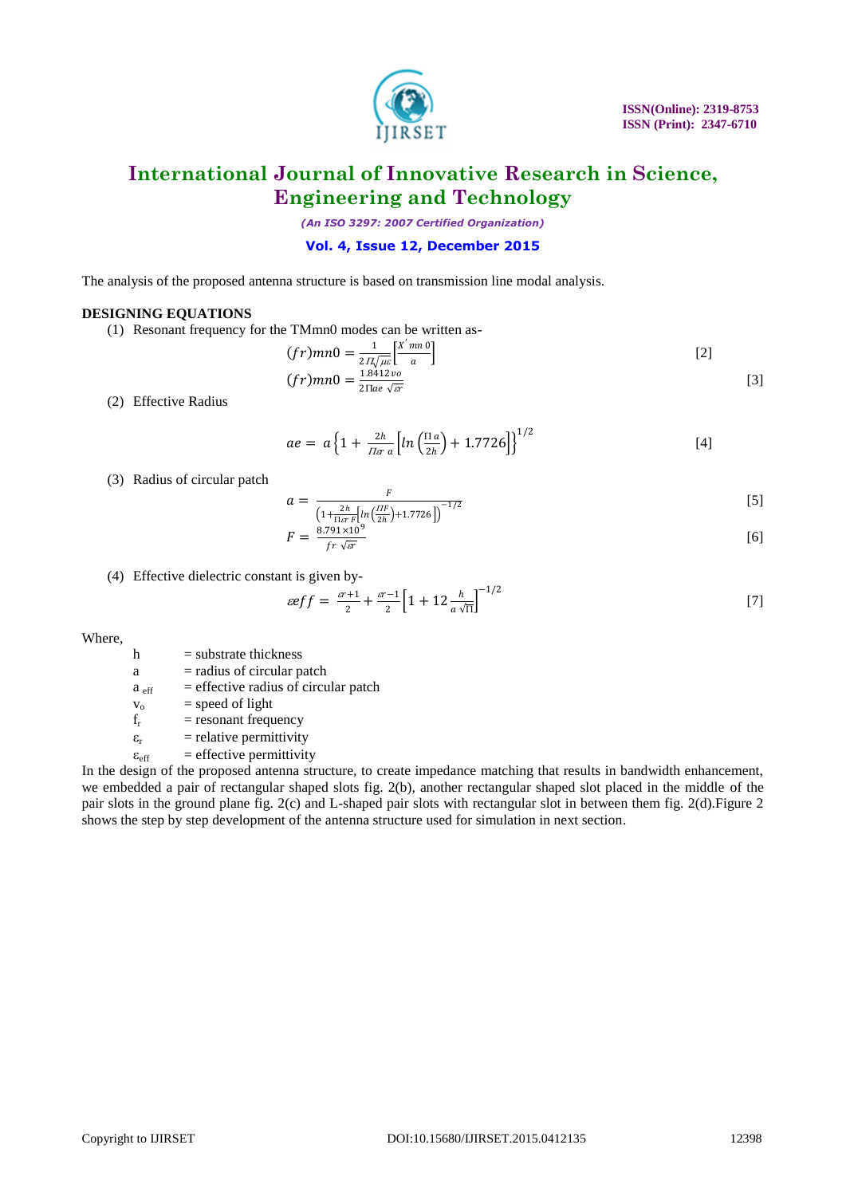The analysis of the proposed antenna structure is based on transmission line modal analysis.

**DESIGNING EQUATIONS**

(1) Resonant frequency for the TMmn0 modes can be written as-

$$(fr)mn0 = \frac{1}{2\Pi\sqrt{\mu\varepsilon}}\left[\frac{X'\,mn\,0}{a}\right] \quad [2]$$

$$(fr)mn0 = \frac{1.8412\,vo}{2\Pi ae\,\sqrt{\varepsilon r}} \quad [3]$$

(2) Effective Radius

$$ae = a\left\{1 + \frac{2h}{\Pi\varepsilon r\,a}\left[ln\left(\frac{\Pi\,a}{2h}\right) + 1.7726\right]\right\}^{1/2} \quad [4]$$

(3) Radius of circular patch

$$a = \frac{F}{\left(1+\frac{2h}{\Pi\varepsilon r\,F}\left[ln\left(\frac{\Pi F}{2h}\right)+1.7726\right]\right)^{-1/2}} \quad [5]$$

$$F = \frac{8.791\times10^{9}}{fr\,\sqrt{\varepsilon r}} \quad [6]$$

(4) Effective dielectric constant is given by-

$$\varepsilon eff = \frac{\varepsilon r+1}{2} + \frac{\varepsilon r-1}{2}\left[1 + 12\frac{h}{a\,\sqrt{\Pi}}\right]^{-1/2} \quad [7]$$

Where,

- h = substrate thickness
- a = radius of circular patch
- $a_{eff}$ = effective radius of circular patch
- $v_o$ = speed of light
- $f_r$ = resonant frequency
- $\varepsilon_r$ = relative permittivity
- $\varepsilon_{eff}$ = effective permittivity

In the design of the proposed antenna structure, to create impedance matching that results in bandwidth enhancement, we embedded a pair of rectangular shaped slots fig. 2(b), another rectangular shaped slot placed in the middle of the pair slots in the ground plane fig. 2(c) and L-shaped pair slots with rectangular slot in between them fig. 2(d).Figure 2 shows the step by step development of the antenna structure used for simulation in next section.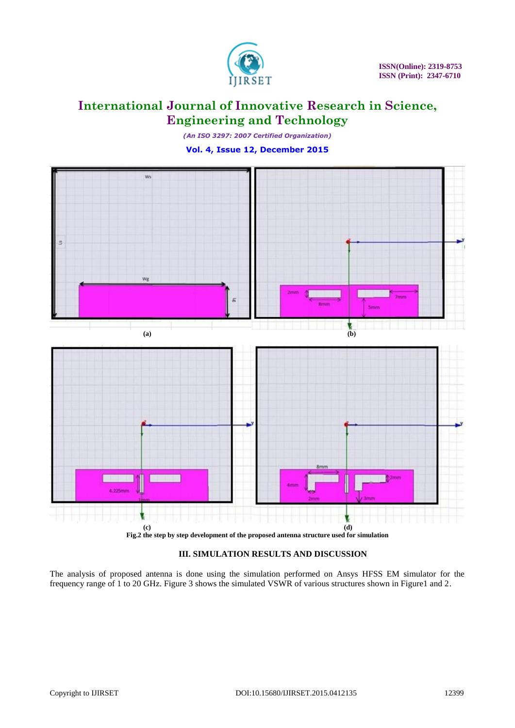(a) (b)

(c) (d)

**Fig.2 the step by step development of the proposed antenna structure used for simulation**

### III. SIMULATION RESULTS AND DISCUSSION

The analysis of proposed antenna is done using the simulation performed on Ansys HFSS EM simulator for the frequency range of 1 to 20 GHz. Figure 3 shows the simulated VSWR of various structures shown in Figure1 and 2.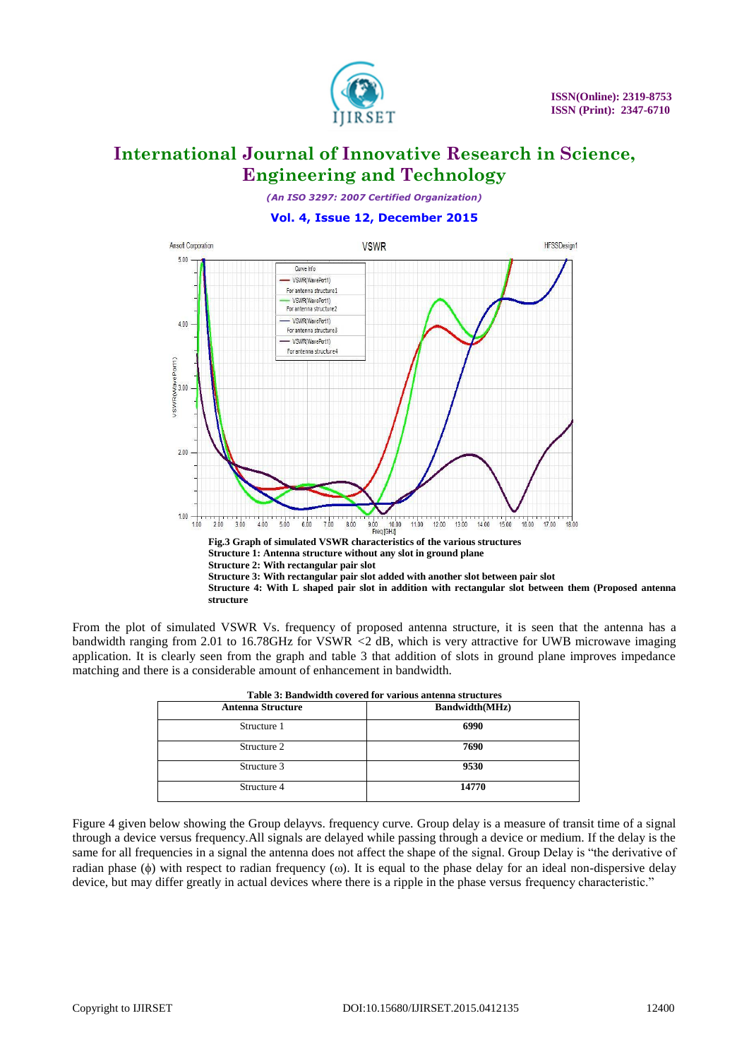Fig.3 Graph of simulated VSWR characteristics of the various structures
**Structure 1: Antenna structure without any slot in ground plane**
**Structure 2: With rectangular pair slot**
**Structure 3: With rectangular pair slot added with another slot between pair slot**
**Structure 4: With L shaped pair slot in addition with rectangular slot between them (Proposed antenna structure**

From the plot of simulated VSWR Vs. frequency of proposed antenna structure, it is seen that the antenna has a bandwidth ranging from 2.01 to 16.78GHz for VSWR <2 dB, which is very attractive for UWB microwave imaging application. It is clearly seen from the graph and table 3 that addition of slots in ground plane improves impedance matching and there is a considerable amount of enhancement in bandwidth.

**Table 3: Bandwidth covered for various antenna structures**

| Antenna Structure | Bandwidth(MHz) |
|---|---|
| Structure 1 | **6990** |
| Structure 2 | **7690** |
| Structure 3 | **9530** |
| Structure 4 | **14770** |

Figure 4 given below showing the Group delayvs. frequency curve. Group delay is a measure of transit time of a signal through a device versus frequency.All signals are delayed while passing through a device or medium. If the delay is the same for all frequencies in a signal the antenna does not affect the shape of the signal. Group Delay is "the derivative of radian phase ($\phi$) with respect to radian frequency ($\omega$). It is equal to the phase delay for an ideal non-dispersive delay device, but may differ greatly in actual devices where there is a ripple in the phase versus frequency characteristic."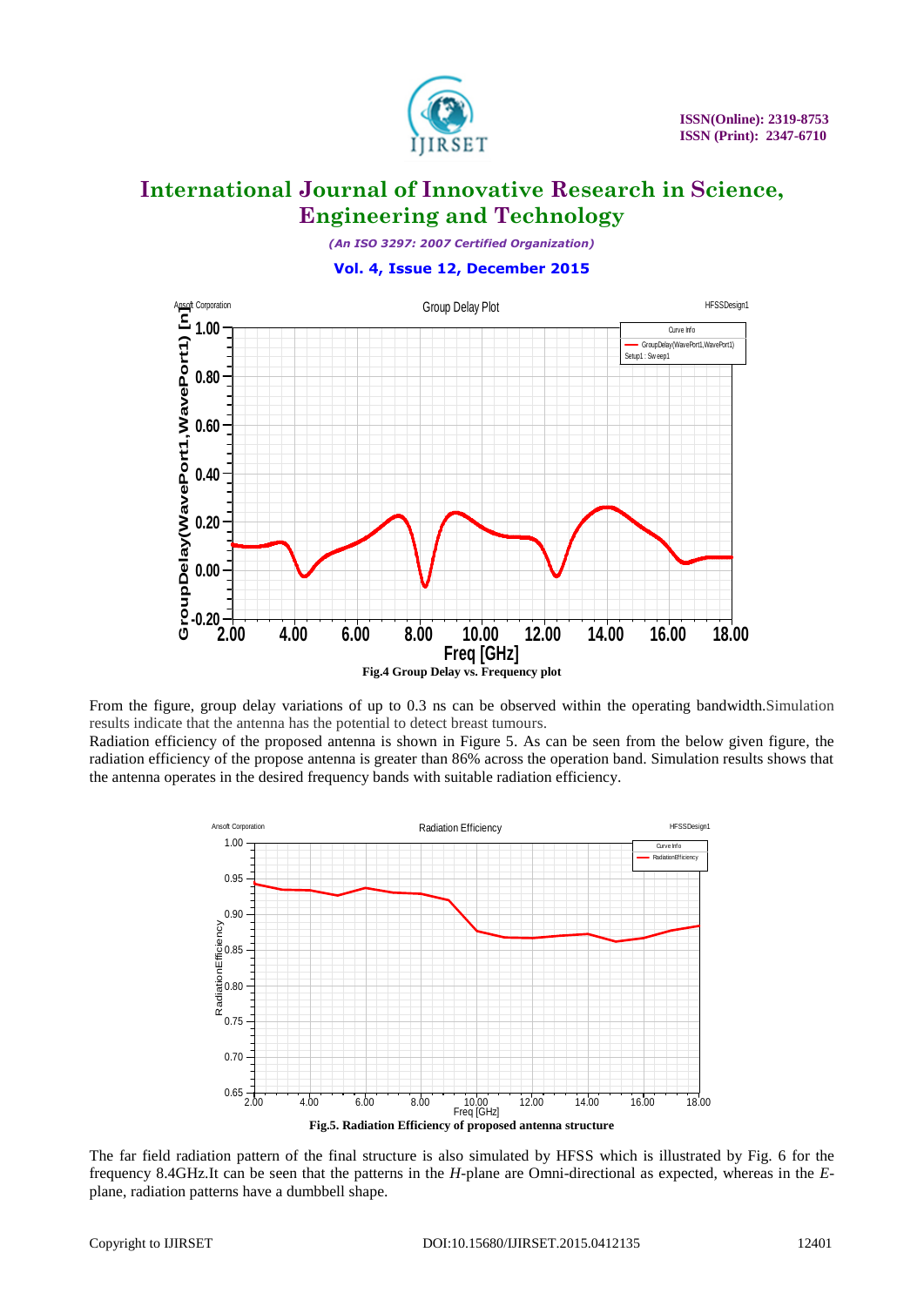Fig.4 Group Delay vs. Frequency plot

From the figure, group delay variations of up to 0.3 ns can be observed within the operating bandwidth.Simulation results indicate that the antenna has the potential to detect breast tumours.

Radiation efficiency of the proposed antenna is shown in Figure 5. As can be seen from the below given figure, the radiation efficiency of the propose antenna is greater than 86% across the operation band. Simulation results shows that the antenna operates in the desired frequency bands with suitable radiation efficiency.

Fig.5. Radiation Efficiency of proposed antenna structure

The far field radiation pattern of the final structure is also simulated by HFSS which is illustrated by Fig. 6 for the frequency 8.4GHz.It can be seen that the patterns in the *H*-plane are Omni-directional as expected, whereas in the *E*-plane, radiation patterns have a dumbbell shape.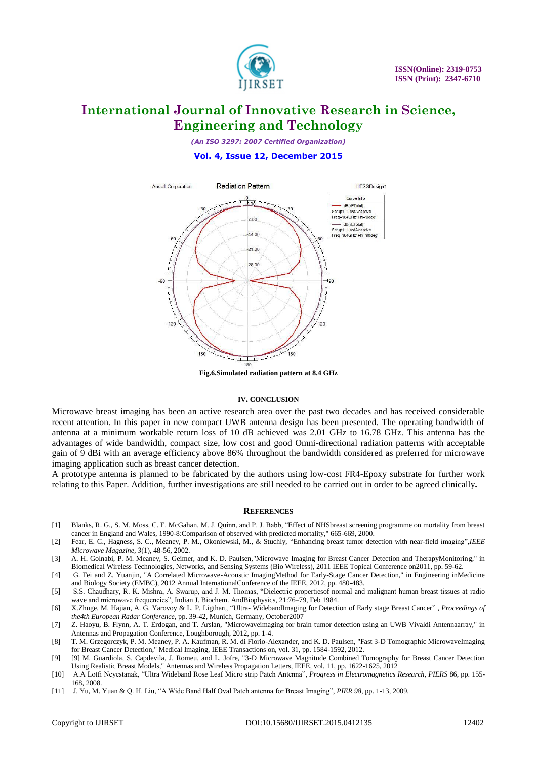Fig.6.Simulated radiation pattern at 8.4 GHz

## IV. CONCLUSION

Microwave breast imaging has been an active research area over the past two decades and has received considerable recent attention. In this paper in new compact UWB antenna design has been presented. The operating bandwidth of antenna at a minimum workable return loss of 10 dB achieved was 2.01 GHz to 16.78 GHz. This antenna has the advantages of wide bandwidth, compact size, low cost and good Omni-directional radiation patterns with acceptable gain of 9 dBi with an average efficiency above 86% throughout the bandwidth considered as preferred for microwave imaging application such as breast cancer detection.

A prototype antenna is planned to be fabricated by the authors using low-cost FR4-Epoxy substrate for further work relating to this Paper. Addition, further investigations are still needed to be carried out in order to be agreed clinically**.**

## REFERENCES

[1] Blanks, R. G., S. M. Moss, C. E. McGahan, M. J. Quinn, and P. J. Babb, "Effect of NHSbreast screening programme on mortality from breast cancer in England and Wales, 1990-8:Comparison of observed with predicted mortality," 665-669, 2000.

[2] Fear, E. C., Hagness, S. C., Meaney, P. M., Okoniewski, M., & Stuchly, "Enhancing breast tumor detection with near-field imaging",*IEEE Microwave Magazine, 3*(1), 48-56, 2002.

[3] A. H. Golnabi, P. M. Meaney, S. Geimer, and K. D. Paulsen,"Microwave Imaging for Breast Cancer Detection and TherapyMonitoring," in Biomedical Wireless Technologies, Networks, and Sensing Systems (Bio Wireless), 2011 IEEE Topical Conference on2011, pp. 59-62.

[4] G. Fei and Z. Yuanjin, "A Correlated Microwave-Acoustic ImagingMethod for Early-Stage Cancer Detection," in Engineering inMedicine and Biology Society (EMBC), 2012 Annual InternationalConference of the IEEE, 2012, pp. 480-483.

[5] S.S. Chaudhary, R. K. Mishra, A. Swarup, and J. M. Thomas, "Dielectric propertiesof normal and malignant human breast tissues at radio wave and microwave frequencies", Indian J. Biochem. AndBiophysics, 21:76–79, Feb 1984.

[6] X.Zhuge, M. Hajian, A. G. Yarovoy & L. P. Ligthart, "Ultra- WidebandImaging for Detection of Early stage Breast Cancer" , *Proceedings of the4th European Radar Conference*, pp. 39-42, Munich, Germany, October2007

[7] Z. Haoyu, B. Flynn, A. T. Erdogan, and T. Arslan, "Microwaveimaging for brain tumor detection using an UWB Vivaldi Antennaarray," in Antennas and Propagation Conference, Loughborough, 2012, pp. 1-4.

[8] T. M. Grzegorczyk, P. M. Meaney, P. A. Kaufman, R. M. di Florio-Alexander, and K. D. Paulsen, "Fast 3-D Tomographic MicrowaveImaging for Breast Cancer Detection," Medical Imaging, IEEE Transactions on, vol. 31, pp. 1584-1592, 2012.

[9] [9] M. Guardiola, S. Capdevila, J. Romeu, and L. Jofre, "3-D Microwave Magnitude Combined Tomography for Breast Cancer Detection Using Realistic Breast Models," Antennas and Wireless Propagation Letters, IEEE, vol. 11, pp. 1622-1625, 2012

[10] A.A Lotfi Neyestanak, "Ultra Wideband Rose Leaf Micro strip Patch Antenna", *Progress in Electromagnetics Research, PIERS* 86, pp. 155-168, 2008.

[11] J. Yu, M. Yuan & Q. H. Liu, "A Wide Band Half Oval Patch antenna for Breast Imaging", *PIER 98*, pp. 1-13, 2009.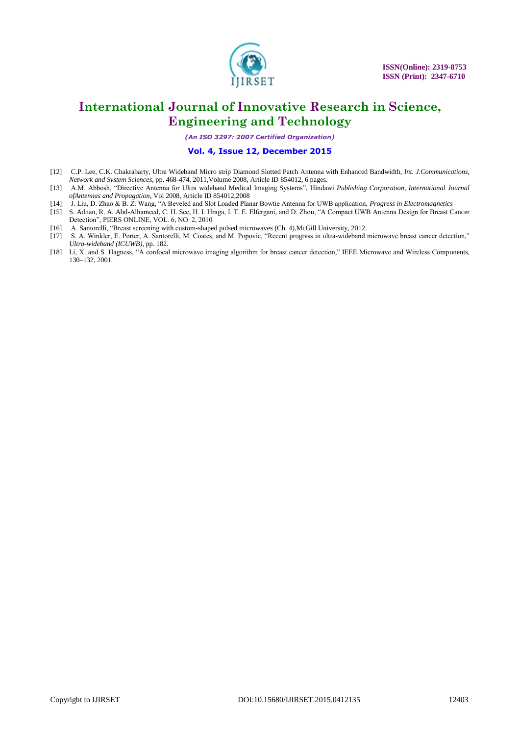[12] C.P. Lee, C.K. Chakrabarty, Ultra Wideband Micro strip Diamond Slotted Patch Antenna with Enhanced Bandwidth, *Int. J.Communications, Network and System Sciences*, pp. 468-474, 2011,Volume 2008, Article ID 854012, 6 pages.

[13] A.M. Abbosh, "Directive Antenna for Ultra wideband Medical Imaging Systems", Hindawi *Publishing Corporation, International Journal ofAntennas and Propagation*, Vol 2008, Article ID 854012,2008

[14] J. Liu, D. Zhao & B. Z. Wang, "A Beveled and Slot Loaded Planar Bowtie Antenna for UWB application, *Progress in Electromagnetics*

[15] S. Adnan, R. A. Abd-Alhameed, C. H. See, H. I. Hraga, I. T. E. Elfergani, and D. Zhou, "A Compact UWB Antenna Design for Breast Cancer Detection", PIERS ONLINE, VOL. 6, NO. 2, 2010

[16] A. Santorelli, "Breast screening with custom-shaped pulsed microwaves (Ch. 4),McGill University, 2012.

[17] S. A. Winkler, E. Porter, A. Santorelli, M. Coates, and M. Popovic, "Recent progress in ultra-wideband microwave breast cancer detection," *Ultra-wideband (ICUWB)*, pp. 182.

[18] Li, X. and S. Hagness, "A confocal microwave imaging algorithm for breast cancer detection," IEEE Microwave and Wireless Components, 130–132, 2001.